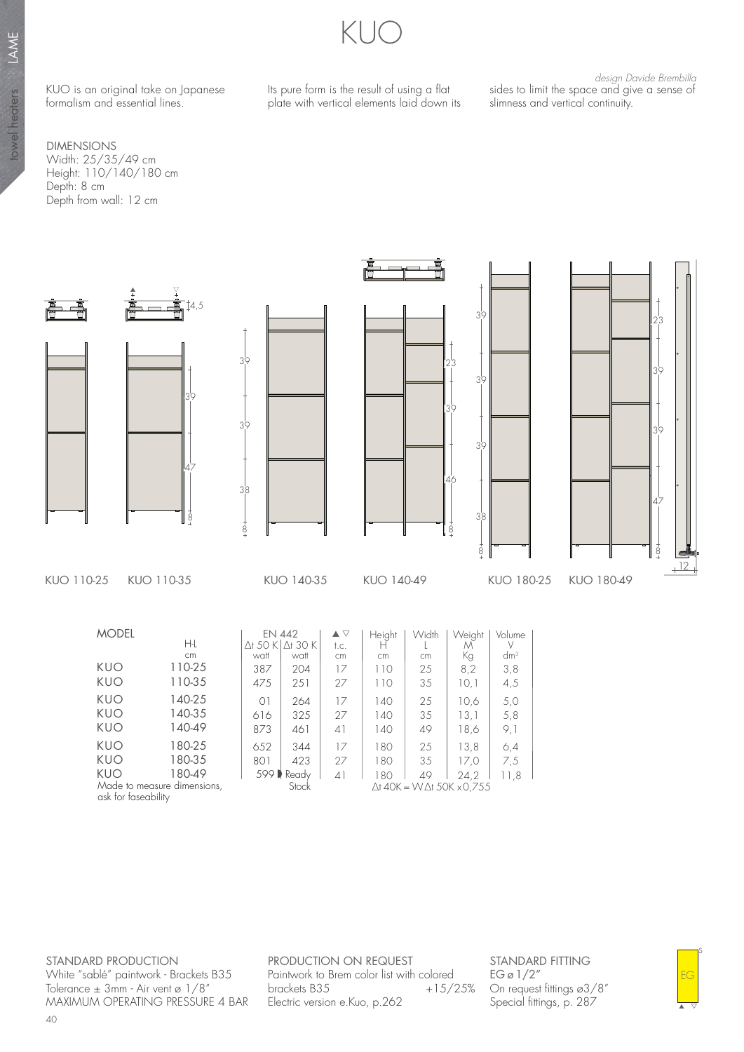# KUO

*design Davide Brembilla*

KUO is an original take on Japanese formalism and essential lines. Its pure form is the result of using a flat plate with vertical elements laid down its sides to limit the space and give a sense of slimness and vertical continuity.

DIMENSIONS
Width: 25/35/49 cm
Height: 110/140/180 cm
Depth: 8 cm
Depth from wall: 12 cm

KUO 110-25 KUO 110-35 KUO 140-35 KUO 140-49 KUO 180-25 KUO 180-49

| MODEL | H-L | EN 442 | | ▲ ▽ | Height | Width | Weight | Volume |
|---|---|---|---|---|---|---|---|---|
| | | Δt 50 K | Δt 30 K | t.c. | H | L | M | V |
| | cm | watt | watt | cm | cm | cm | Kg | dm³ |
| KUO | 110-25 | 387 | 204 | 17 | 110 | 25 | 8,2 | 3,8 |
| KUO | 110-35 | 475 | 251 | 27 | 110 | 35 | 10,1 | 4,5 |
| KUO | 140-25 | 01 | 264 | 17 | 140 | 25 | 10,6 | 5,0 |
| KUO | 140-35 | 616 | 325 | 27 | 140 | 35 | 13,1 | 5,8 |
| KUO | 140-49 | 873 | 461 | 41 | 140 | 49 | 18,6 | 9,1 |
| KUO | 180-25 | 652 | 344 | 17 | 180 | 25 | 13,8 | 6,4 |
| KUO | 180-35 | 801 | 423 | 27 | 180 | 35 | 17,0 | 7,5 |
| KUO | 180-49 | 599 | | 41 | 180 | 49 | 24,2 | 11,8 |

Made to measure dimensions, ask for faseability

Ready Stock

Δt 40K = W Δt 50K x0,755

STANDARD PRODUCTION
White "sablé" paintwork - Brackets B35
Tolerance ± 3mm - Air vent ø 1/8"
MAXIMUM OPERATING PRESSURE 4 BAR

PRODUCTION ON REQUEST
Paintwork to Brem color list with colored brackets B35 +15/25%
Electric version e.Kuo, p.262

STANDARD FITTING
EG ø 1/2"
On request fittings ø3/8"
Special fittings, p. 287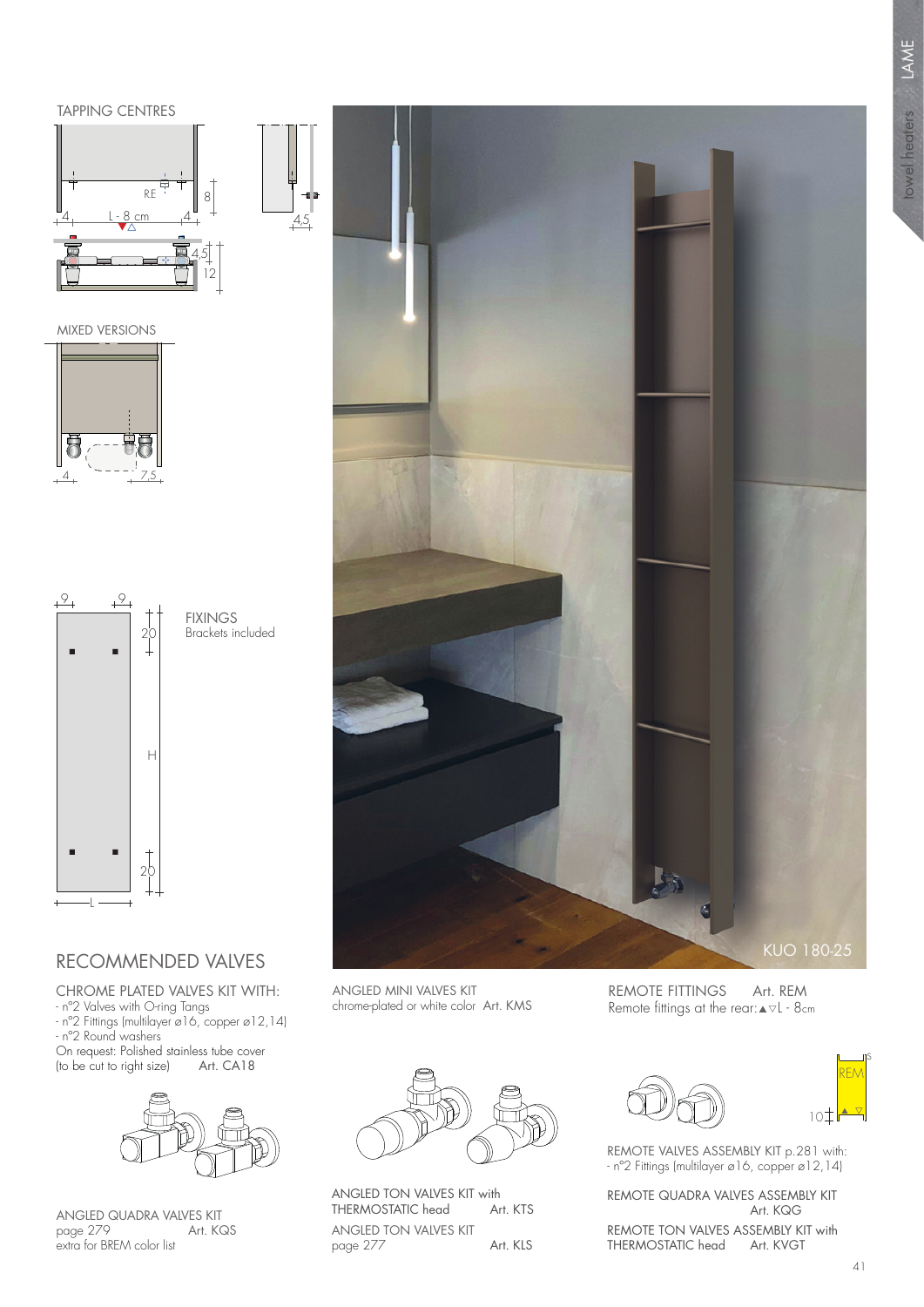## TAPPING CENTRES

RE

8

4 L - 8 cm 4

4,5

4,5

12

## MIXED VERSIONS

4 7,5

9 9

20

H

20

L

FIXINGS
Brackets included

KUO 180-25

## RECOMMENDED VALVES

CHROME PLATED VALVES KIT WITH:
- n°2 Valves with O-ring Tangs
- n°2 Fittings (multilayer ø16, copper ø12,14)
- n°2 Round washers

On request: Polished stainless tube cover
(to be cut to right size) Art. CA18

ANGLED QUADRA VALVES KIT
page 279 Art. KQS
extra for BREM color list

ANGLED MINI VALVES KIT
chrome-plated or white color Art. KMS

ANGLED TON VALVES KIT with
THERMOSTATIC head Art. KTS

ANGLED TON VALVES KIT
page 277 Art. KLS

REMOTE FITTINGS Art. REM
Remote fittings at the rear: ▲▽L - 8cm

REM

10

REMOTE VALVES ASSEMBLY KIT p.281 with:
- n°2 Fittings (multilayer ø16, copper ø12,14)

REMOTE QUADRA VALVES ASSEMBLY KIT
Art. KQG

REMOTE TON VALVES ASSEMBLY KIT with
THERMOSTATIC head Art. KVGT